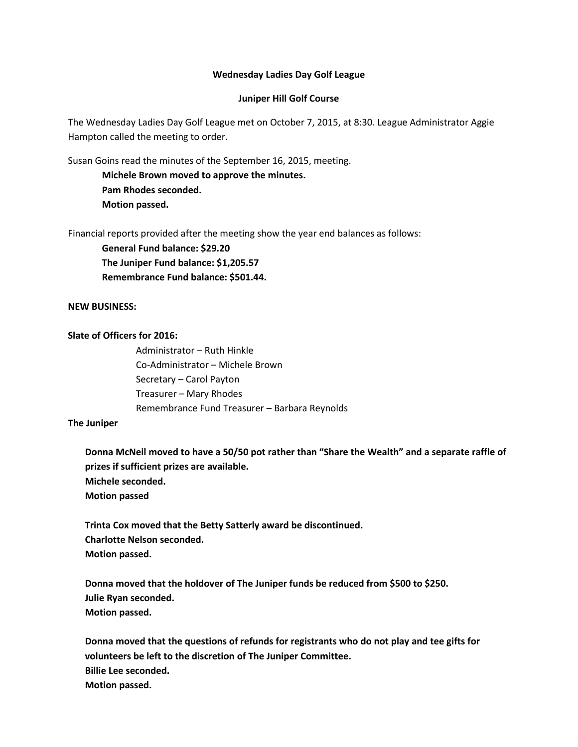**Wednesday Ladies Day Golf League**

**Juniper Hill Golf Course**

The Wednesday Ladies Day Golf League met on October 7, 2015, at 8:30. League Administrator Aggie Hampton called the meeting to order.

Susan Goins read the minutes of the September 16, 2015, meeting.

> **Michele Brown moved to approve the minutes.**
> **Pam Rhodes seconded.**
> **Motion passed.**

Financial reports provided after the meeting show the year end balances as follows:

> **General Fund balance: $29.20**
> **The Juniper Fund balance: $1,205.57**
> **Remembrance Fund balance: $501.44.**

**NEW BUSINESS:**

**Slate of Officers for 2016:**

- Administrator – Ruth Hinkle
- Co-Administrator – Michele Brown
- Secretary – Carol Payton
- Treasurer – Mary Rhodes
- Remembrance Fund Treasurer – Barbara Reynolds

**The Juniper**

> **Donna McNeil moved to have a 50/50 pot rather than "Share the Wealth" and a separate raffle of prizes if sufficient prizes are available.**
> **Michele seconded.**
> **Motion passed**

> **Trinta Cox moved that the Betty Satterly award be discontinued.**
> **Charlotte Nelson seconded.**
> **Motion passed.**

> **Donna moved that the holdover of The Juniper funds be reduced from $500 to $250.**
> **Julie Ryan seconded.**
> **Motion passed.**

> **Donna moved that the questions of refunds for registrants who do not play and tee gifts for volunteers be left to the discretion of The Juniper Committee.**
> **Billie Lee seconded.**
> **Motion passed.**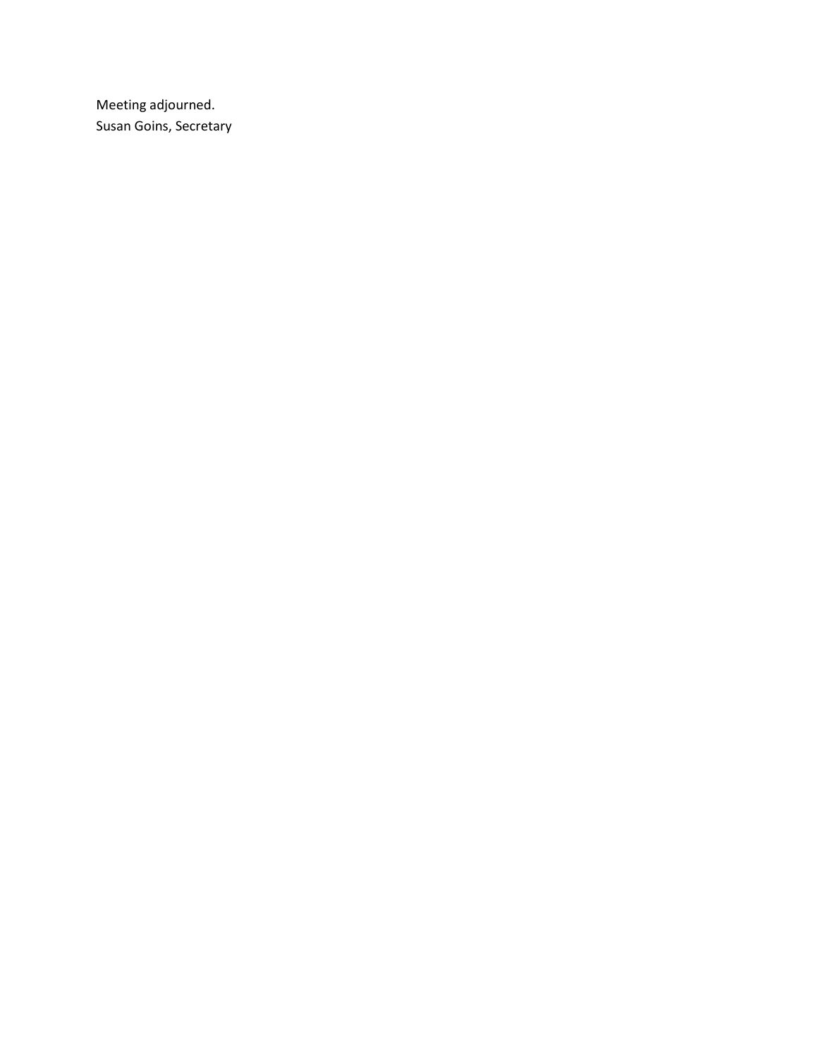Meeting adjourned.
Susan Goins, Secretary